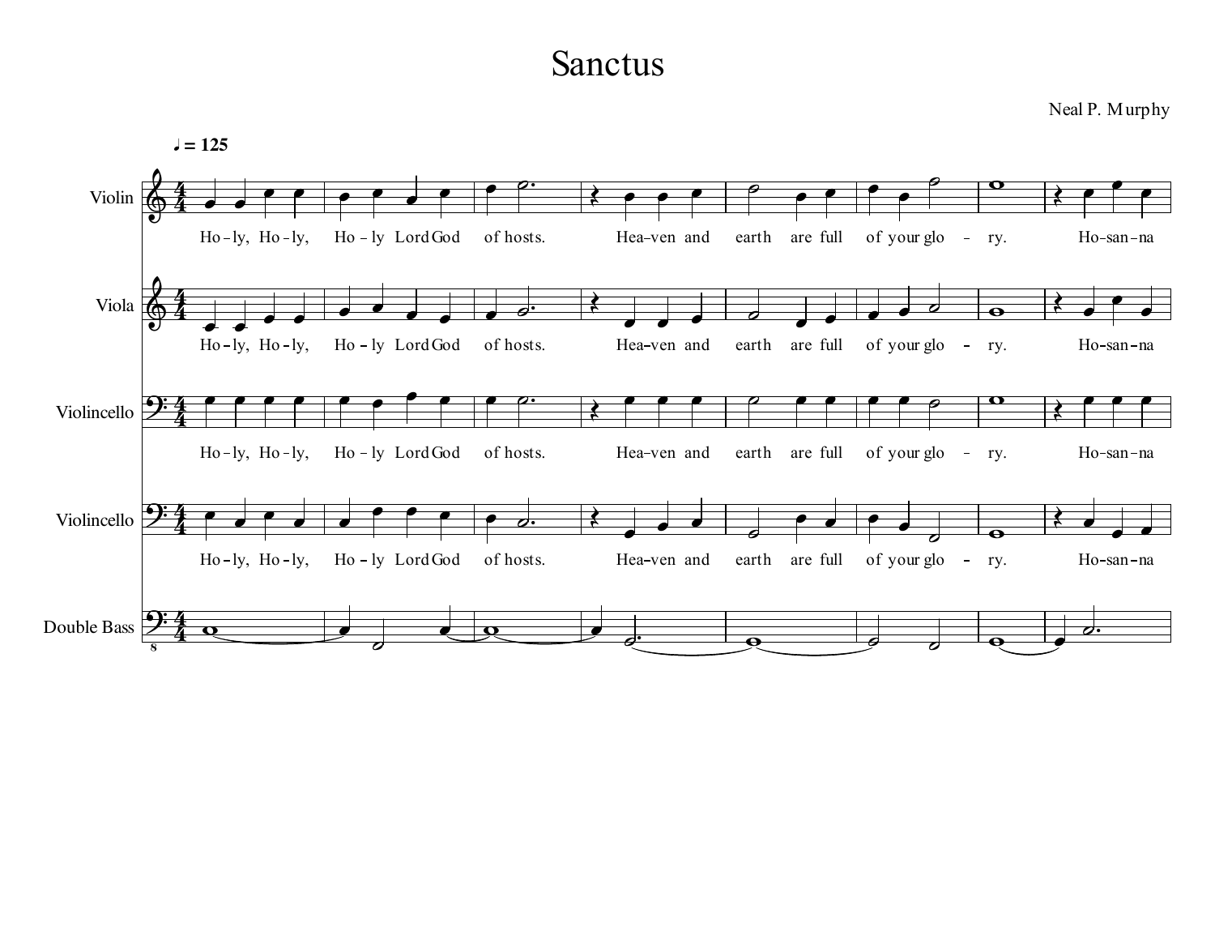# Sanctus

Neal P. Murphy

♩ = 125

Violin

Ho - ly, Ho - ly, Ho - ly Lord God of hosts. Hea-ven and earth are full of your glo - ry. Ho-san-na

Viola

Ho - ly, Ho - ly, Ho - ly Lord God of hosts. Hea-ven and earth are full of your glo - ry. Ho-san-na

Violincello

Ho - ly, Ho - ly, Ho - ly Lord God of hosts. Hea-ven and earth are full of your glo - ry. Ho-san-na

Violincello

Ho - ly, Ho - ly, Ho - ly Lord God of hosts. Hea-ven and earth are full of your glo - ry. Ho-san-na

Double Bass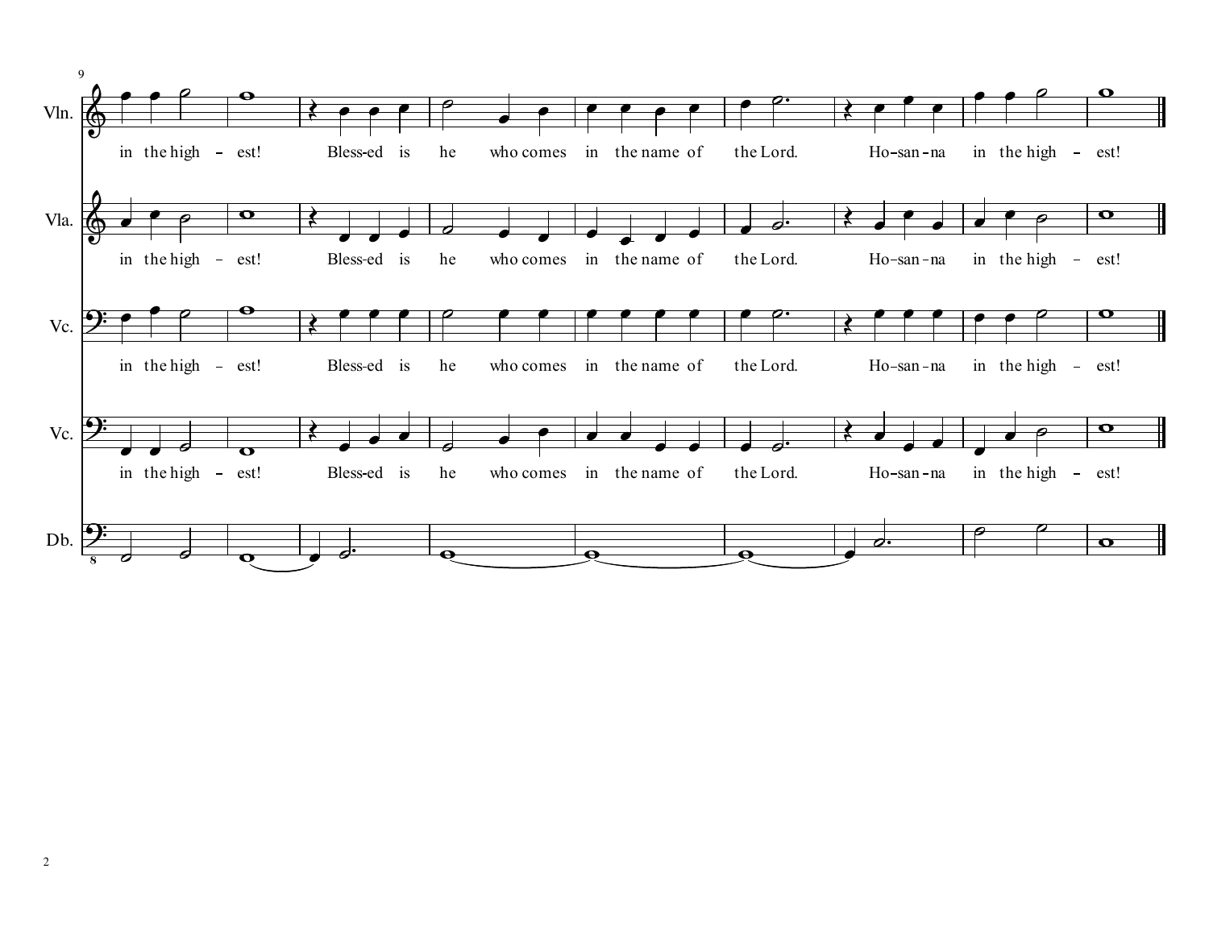9

Vln.

in the high – est! Bless-ed is he who comes in the name of the Lord. Ho–san–na in the high – est!

Vla.

in the high – est! Bless-ed is he who comes in the name of the Lord. Ho–san–na in the high – est!

Vc.

in the high – est! Bless-ed is he who comes in the name of the Lord. Ho–san–na in the high – est!

Vc.

in the high – est! Bless-ed is he who comes in the name of the Lord. Ho–san–na in the high – est!

Db.